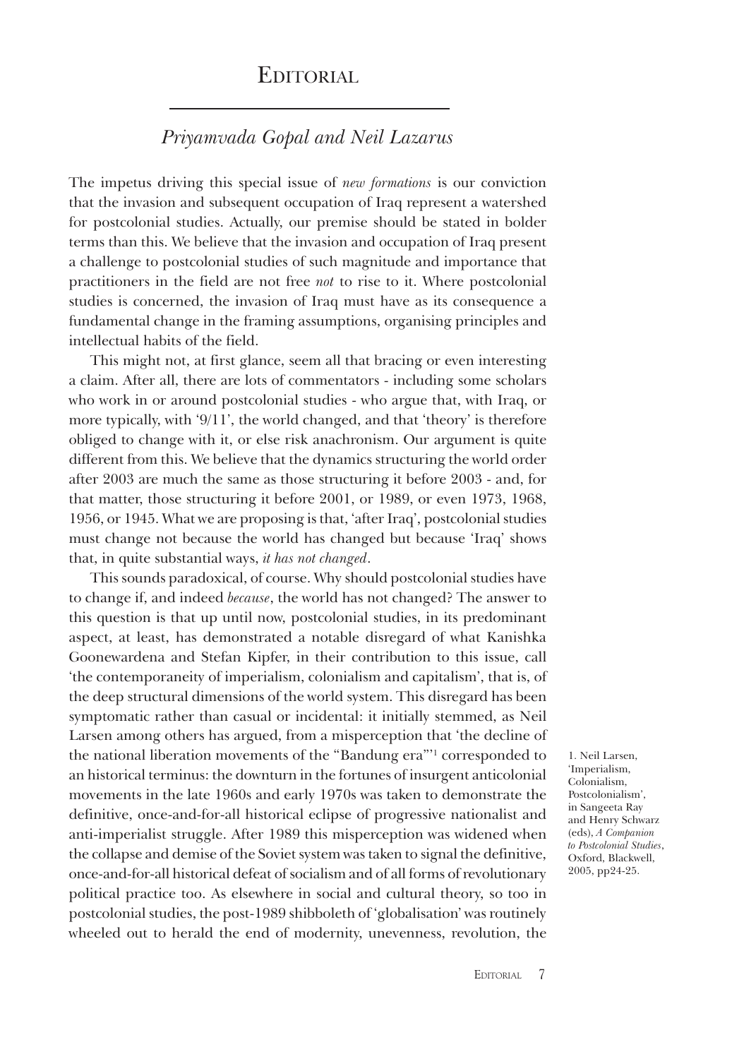# EDITORIAL

## *Priyamvada Gopal and Neil Lazarus*

The impetus driving this special issue of *new formations* is our conviction that the invasion and subsequent occupation of Iraq represent a watershed for postcolonial studies. Actually, our premise should be stated in bolder terms than this. We believe that the invasion and occupation of Iraq present a challenge to postcolonial studies of such magnitude and importance that practitioners in the field are not free *not* to rise to it. Where postcolonial studies is concerned, the invasion of Iraq must have as its consequence a fundamental change in the framing assumptions, organising principles and intellectual habits of the field.

This might not, at first glance, seem all that bracing or even interesting a claim. After all, there are lots of commentators - including some scholars who work in or around postcolonial studies - who argue that, with Iraq, or more typically, with '9/11', the world changed, and that 'theory' is therefore obliged to change with it, or else risk anachronism. Our argument is quite different from this. We believe that the dynamics structuring the world order after 2003 are much the same as those structuring it before 2003 - and, for that matter, those structuring it before 2001, or 1989, or even 1973, 1968, 1956, or 1945. What we are proposing is that, 'after Iraq', postcolonial studies must change not because the world has changed but because 'Iraq' shows that, in quite substantial ways, *it has not changed*.

This sounds paradoxical, of course. Why should postcolonial studies have to change if, and indeed *because*, the world has not changed? The answer to this question is that up until now, postcolonial studies, in its predominant aspect, at least, has demonstrated a notable disregard of what Kanishka Goonewardena and Stefan Kipfer, in their contribution to this issue, call 'the contemporaneity of imperialism, colonialism and capitalism', that is, of the deep structural dimensions of the world system. This disregard has been symptomatic rather than casual or incidental: it initially stemmed, as Neil Larsen among others has argued, from a misperception that 'the decline of the national liberation movements of the "Bandung era"'[1] corresponded to an historical terminus: the downturn in the fortunes of insurgent anticolonial movements in the late 1960s and early 1970s was taken to demonstrate the definitive, once-and-for-all historical eclipse of progressive nationalist and anti-imperialist struggle. After 1989 this misperception was widened when the collapse and demise of the Soviet system was taken to signal the definitive, once-and-for-all historical defeat of socialism and of all forms of revolutionary political practice too. As elsewhere in social and cultural theory, so too in postcolonial studies, the post-1989 shibboleth of 'globalisation' was routinely wheeled out to herald the end of modernity, unevenness, revolution, the

1. Neil Larsen, 'Imperialism, Colonialism, Postcolonialism', in Sangeeta Ray and Henry Schwarz (eds), *A Companion to Postcolonial Studies*, Oxford, Blackwell, 2005, pp24-25.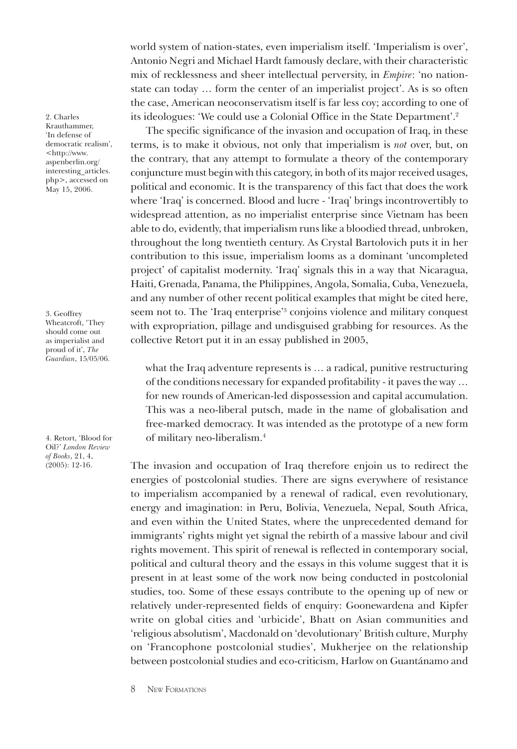world system of nation-states, even imperialism itself. 'Imperialism is over', Antonio Negri and Michael Hardt famously declare, with their characteristic mix of recklessness and sheer intellectual perversity, in *Empire*: 'no nation-state can today … form the center of an imperialist project'. As is so often the case, American neoconservatism itself is far less coy; according to one of its ideologues: 'We could use a Colonial Office in the State Department'.[2]

The specific significance of the invasion and occupation of Iraq, in these terms, is to make it obvious, not only that imperialism is *not* over, but, on the contrary, that any attempt to formulate a theory of the contemporary conjuncture must begin with this category, in both of its major received usages, political and economic. It is the transparency of this fact that does the work where 'Iraq' is concerned. Blood and lucre - 'Iraq' brings incontrovertibly to widespread attention, as no imperialist enterprise since Vietnam has been able to do, evidently, that imperialism runs like a bloodied thread, unbroken, throughout the long twentieth century. As Crystal Bartolovich puts it in her contribution to this issue, imperialism looms as a dominant 'uncompleted project' of capitalist modernity. 'Iraq' signals this in a way that Nicaragua, Haiti, Grenada, Panama, the Philippines, Angola, Somalia, Cuba, Venezuela, and any number of other recent political examples that might be cited here, seem not to. The 'Iraq enterprise'[3] conjoins violence and military conquest with expropriation, pillage and undisguised grabbing for resources. As the collective Retort put it in an essay published in 2005,

> what the Iraq adventure represents is … a radical, punitive restructuring of the conditions necessary for expanded profitability - it paves the way … for new rounds of American-led dispossession and capital accumulation. This was a neo-liberal putsch, made in the name of globalisation and free-marked democracy. It was intended as the prototype of a new form of military neo-liberalism.[4]

The invasion and occupation of Iraq therefore enjoin us to redirect the energies of postcolonial studies. There are signs everywhere of resistance to imperialism accompanied by a renewal of radical, even revolutionary, energy and imagination: in Peru, Bolivia, Venezuela, Nepal, South Africa, and even within the United States, where the unprecedented demand for immigrants' rights might yet signal the rebirth of a massive labour and civil rights movement. This spirit of renewal is reflected in contemporary social, political and cultural theory and the essays in this volume suggest that it is present in at least some of the work now being conducted in postcolonial studies, too. Some of these essays contribute to the opening up of new or relatively under-represented fields of enquiry: Goonewardena and Kipfer write on global cities and 'urbicide', Bhatt on Asian communities and 'religious absolutism', Macdonald on 'devolutionary' British culture, Murphy on 'Francophone postcolonial studies', Mukherjee on the relationship between postcolonial studies and eco-criticism, Harlow on Guantánamo and

2. Charles Krauthammer, 'In defense of democratic realism', <http://www.aspenberlin.org/interesting_articles.php>, accessed on May 15, 2006.

3. Geoffrey Wheatcroft, 'They should come out as imperialist and proud of it', *The Guardian*, 15/05/06.

4. Retort, 'Blood for Oil?' *London Review of Books*, 21, 4, (2005): 12-16.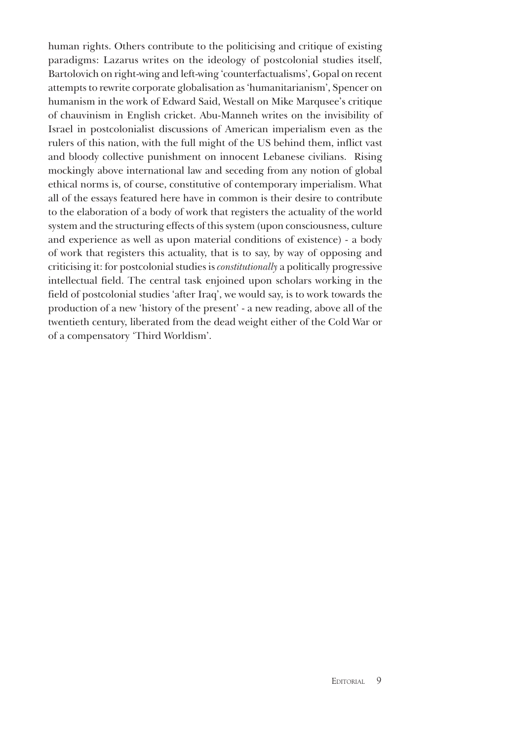human rights. Others contribute to the politicising and critique of existing paradigms: Lazarus writes on the ideology of postcolonial studies itself, Bartolovich on right-wing and left-wing 'counterfactualisms', Gopal on recent attempts to rewrite corporate globalisation as 'humanitarianism', Spencer on humanism in the work of Edward Said, Westall on Mike Marqusee's critique of chauvinism in English cricket. Abu-Manneh writes on the invisibility of Israel in postcolonialist discussions of American imperialism even as the rulers of this nation, with the full might of the US behind them, inflict vast and bloody collective punishment on innocent Lebanese civilians. Rising mockingly above international law and seceding from any notion of global ethical norms is, of course, constitutive of contemporary imperialism. What all of the essays featured here have in common is their desire to contribute to the elaboration of a body of work that registers the actuality of the world system and the structuring effects of this system (upon consciousness, culture and experience as well as upon material conditions of existence) - a body of work that registers this actuality, that is to say, by way of opposing and criticising it: for postcolonial studies is *constitutionally* a politically progressive intellectual field. The central task enjoined upon scholars working in the field of postcolonial studies 'after Iraq', we would say, is to work towards the production of a new 'history of the present' - a new reading, above all of the twentieth century, liberated from the dead weight either of the Cold War or of a compensatory 'Third Worldism'.